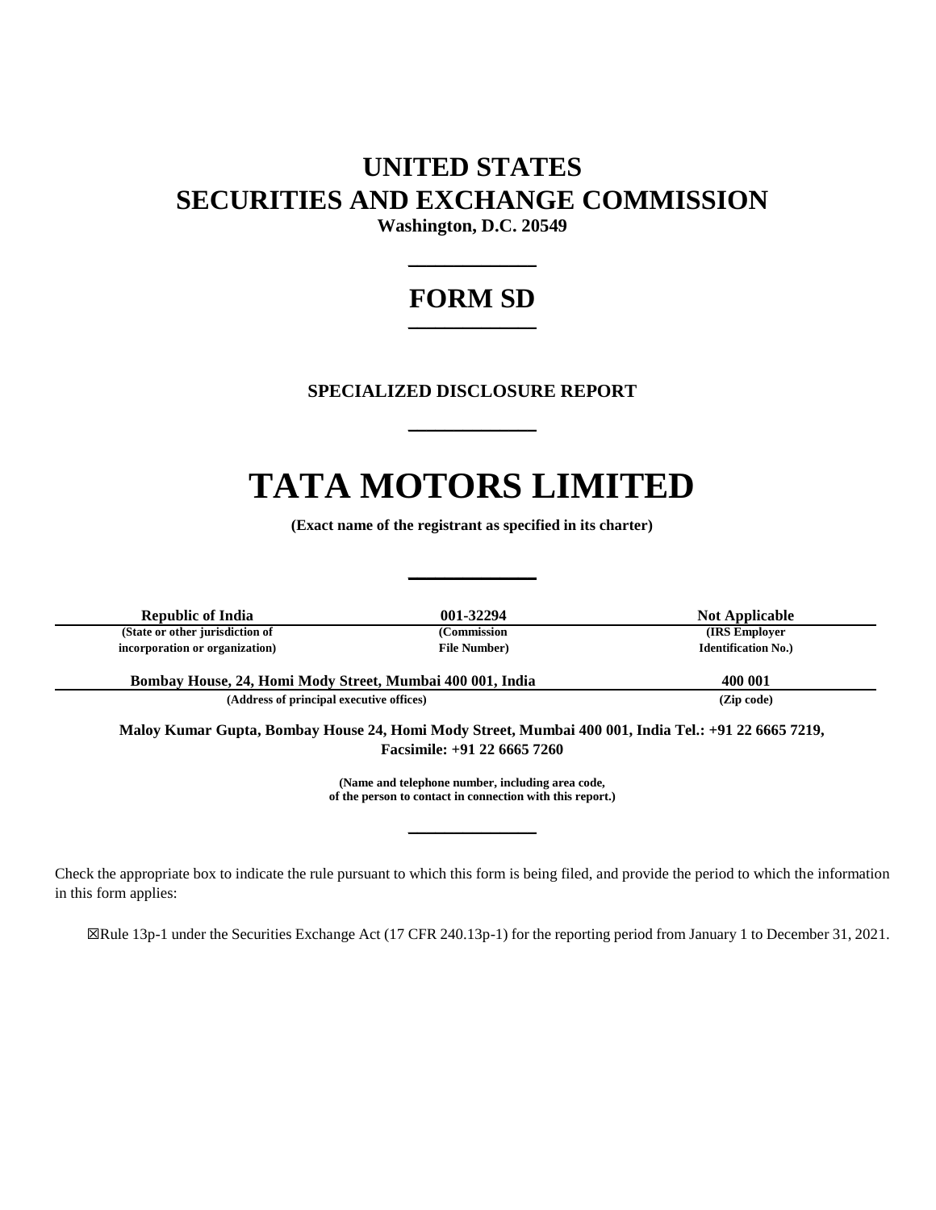# UNITED STATES
# SECURITIES AND EXCHANGE COMMISSION

**Washington, D.C. 20549**

---

# FORM SD

---

**SPECIALIZED DISCLOSURE REPORT**

---

# TATA MOTORS LIMITED

**(Exact name of the registrant as specified in its charter)**

---

| Republic of India | 001-32294 | Not Applicable |
| --- | --- | --- |
| (State or other jurisdiction of incorporation or organization) | (Commission File Number) | (IRS Employer Identification No.) |

| Bombay House, 24, Homi Mody Street, Mumbai 400 001, India | 400 001 |
| --- | --- |
| (Address of principal executive offices) | (Zip code) |

**Maloy Kumar Gupta, Bombay House 24, Homi Mody Street, Mumbai 400 001, India Tel.: +91 22 6665 7219, Facsimile: +91 22 6665 7260**

**(Name and telephone number, including area code, of the person to contact in connection with this report.)**

---

Check the appropriate box to indicate the rule pursuant to which this form is being filed, and provide the period to which the information in this form applies:

☒Rule 13p-1 under the Securities Exchange Act (17 CFR 240.13p-1) for the reporting period from January 1 to December 31, 2021.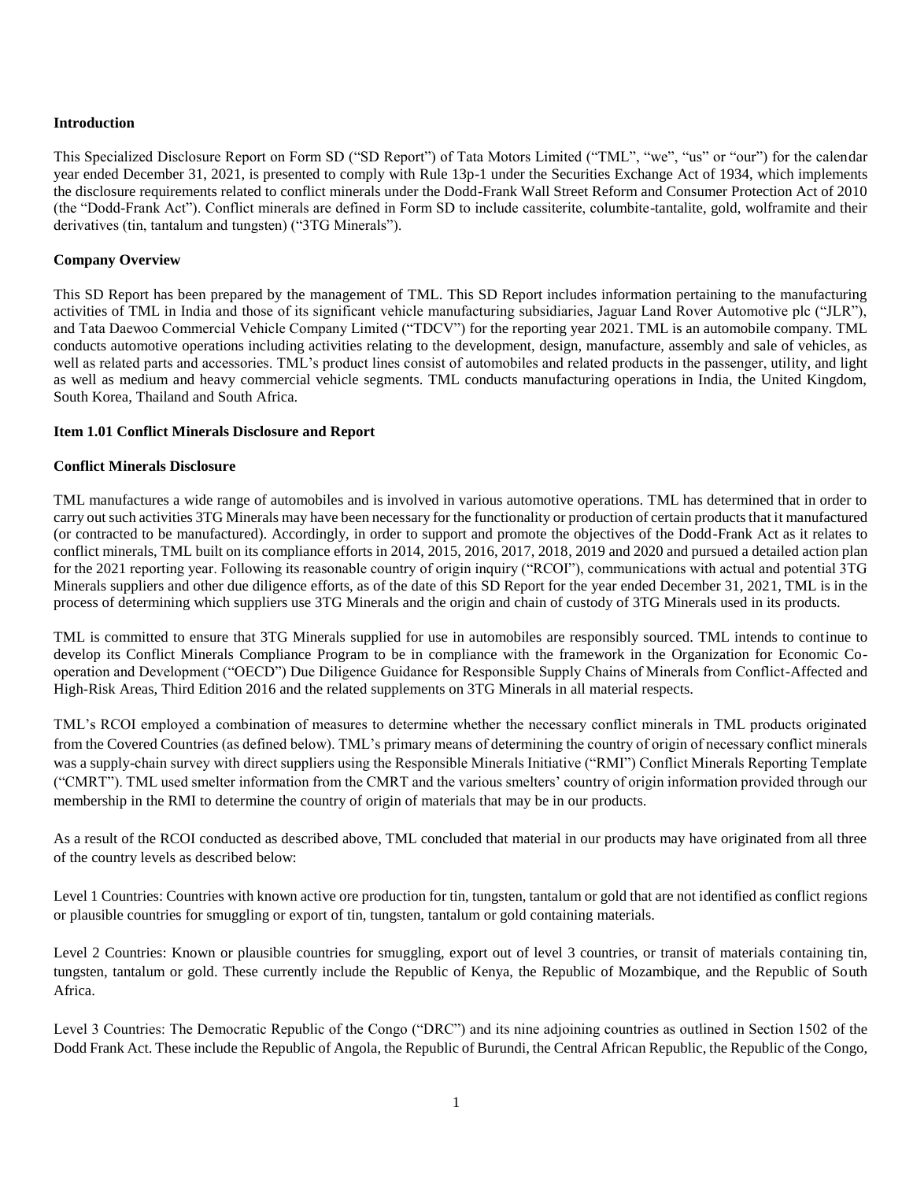**Introduction**

This Specialized Disclosure Report on Form SD ("SD Report") of Tata Motors Limited ("TML", "we", "us" or "our") for the calendar year ended December 31, 2021, is presented to comply with Rule 13p-1 under the Securities Exchange Act of 1934, which implements the disclosure requirements related to conflict minerals under the Dodd-Frank Wall Street Reform and Consumer Protection Act of 2010 (the "Dodd-Frank Act"). Conflict minerals are defined in Form SD to include cassiterite, columbite-tantalite, gold, wolframite and their derivatives (tin, tantalum and tungsten) ("3TG Minerals").

**Company Overview**

This SD Report has been prepared by the management of TML. This SD Report includes information pertaining to the manufacturing activities of TML in India and those of its significant vehicle manufacturing subsidiaries, Jaguar Land Rover Automotive plc ("JLR"), and Tata Daewoo Commercial Vehicle Company Limited ("TDCV") for the reporting year 2021. TML is an automobile company. TML conducts automotive operations including activities relating to the development, design, manufacture, assembly and sale of vehicles, as well as related parts and accessories. TML's product lines consist of automobiles and related products in the passenger, utility, and light as well as medium and heavy commercial vehicle segments. TML conducts manufacturing operations in India, the United Kingdom, South Korea, Thailand and South Africa.

**Item 1.01 Conflict Minerals Disclosure and Report**

**Conflict Minerals Disclosure**

TML manufactures a wide range of automobiles and is involved in various automotive operations. TML has determined that in order to carry out such activities 3TG Minerals may have been necessary for the functionality or production of certain products that it manufactured (or contracted to be manufactured). Accordingly, in order to support and promote the objectives of the Dodd-Frank Act as it relates to conflict minerals, TML built on its compliance efforts in 2014, 2015, 2016, 2017, 2018, 2019 and 2020 and pursued a detailed action plan for the 2021 reporting year. Following its reasonable country of origin inquiry ("RCOI"), communications with actual and potential 3TG Minerals suppliers and other due diligence efforts, as of the date of this SD Report for the year ended December 31, 2021, TML is in the process of determining which suppliers use 3TG Minerals and the origin and chain of custody of 3TG Minerals used in its products.

TML is committed to ensure that 3TG Minerals supplied for use in automobiles are responsibly sourced. TML intends to continue to develop its Conflict Minerals Compliance Program to be in compliance with the framework in the Organization for Economic Co-operation and Development ("OECD") Due Diligence Guidance for Responsible Supply Chains of Minerals from Conflict-Affected and High-Risk Areas, Third Edition 2016 and the related supplements on 3TG Minerals in all material respects.

TML's RCOI employed a combination of measures to determine whether the necessary conflict minerals in TML products originated from the Covered Countries (as defined below). TML's primary means of determining the country of origin of necessary conflict minerals was a supply-chain survey with direct suppliers using the Responsible Minerals Initiative ("RMI") Conflict Minerals Reporting Template ("CMRT"). TML used smelter information from the CMRT and the various smelters' country of origin information provided through our membership in the RMI to determine the country of origin of materials that may be in our products.

As a result of the RCOI conducted as described above, TML concluded that material in our products may have originated from all three of the country levels as described below:

Level 1 Countries: Countries with known active ore production for tin, tungsten, tantalum or gold that are not identified as conflict regions or plausible countries for smuggling or export of tin, tungsten, tantalum or gold containing materials.

Level 2 Countries: Known or plausible countries for smuggling, export out of level 3 countries, or transit of materials containing tin, tungsten, tantalum or gold. These currently include the Republic of Kenya, the Republic of Mozambique, and the Republic of South Africa.

Level 3 Countries: The Democratic Republic of the Congo ("DRC") and its nine adjoining countries as outlined in Section 1502 of the Dodd Frank Act. These include the Republic of Angola, the Republic of Burundi, the Central African Republic, the Republic of the Congo,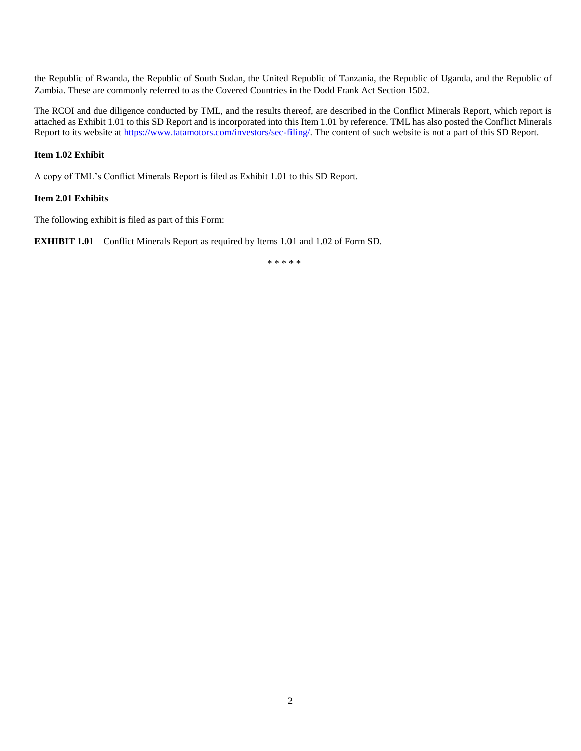the Republic of Rwanda, the Republic of South Sudan, the United Republic of Tanzania, the Republic of Uganda, and the Republic of Zambia. These are commonly referred to as the Covered Countries in the Dodd Frank Act Section 1502.

The RCOI and due diligence conducted by TML, and the results thereof, are described in the Conflict Minerals Report, which report is attached as Exhibit 1.01 to this SD Report and is incorporated into this Item 1.01 by reference. TML has also posted the Conflict Minerals Report to its website at [https://www.tatamotors.com/investors/sec-filing/](https://www.tatamotors.com/investors/sec-filing/). The content of such website is not a part of this SD Report.

**Item 1.02 Exhibit**

A copy of TML's Conflict Minerals Report is filed as Exhibit 1.01 to this SD Report.

**Item 2.01 Exhibits**

The following exhibit is filed as part of this Form:

**EXHIBIT 1.01** – Conflict Minerals Report as required by Items 1.01 and 1.02 of Form SD.

\* \* \* \* \*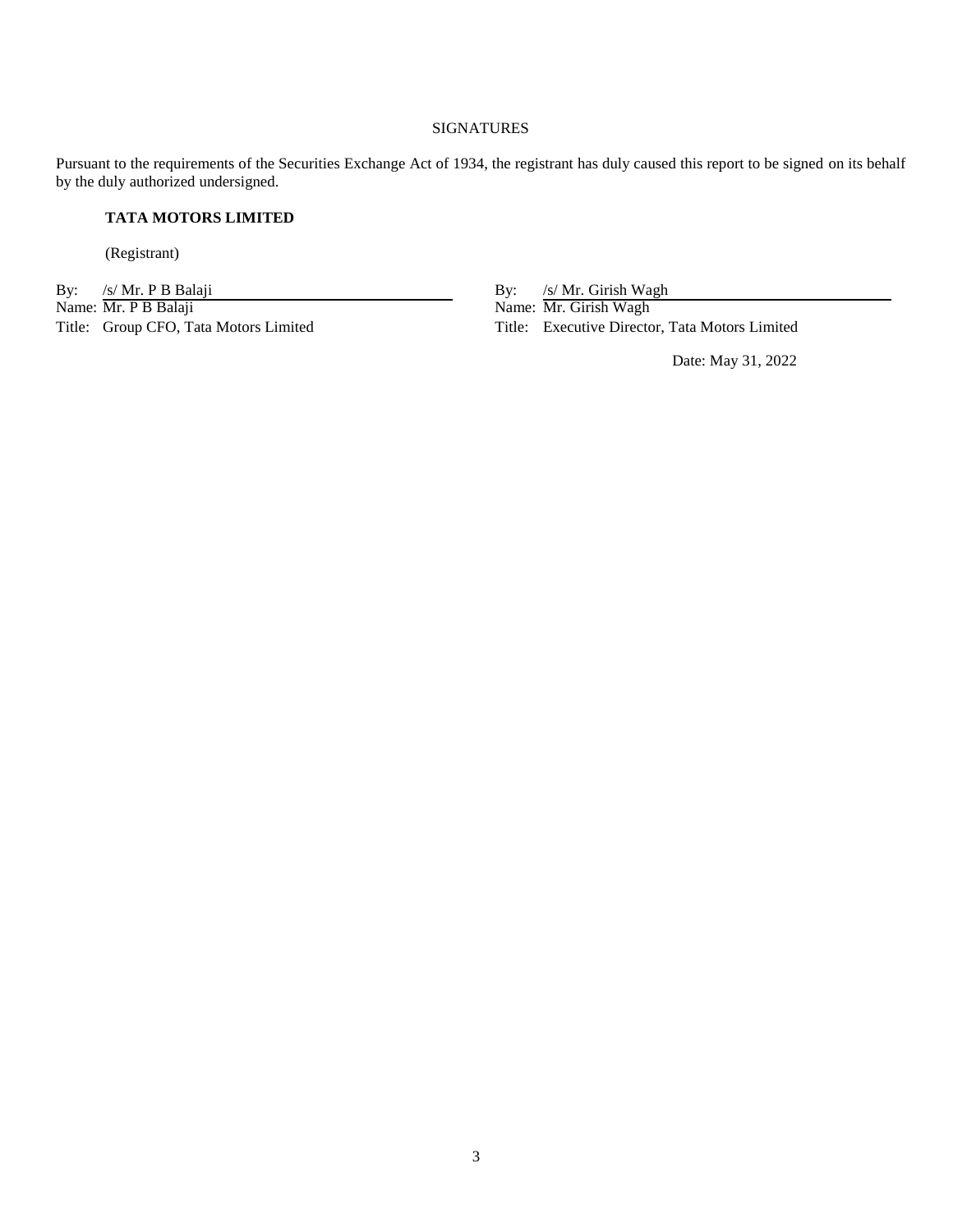## SIGNATURES

Pursuant to the requirements of the Securities Exchange Act of 1934, the registrant has duly caused this report to be signed on its behalf by the duly authorized undersigned.

**TATA MOTORS LIMITED**

(Registrant)

By: /s/ Mr. P B Balaji
Name: Mr. P B Balaji
Title: Group CFO, Tata Motors Limited

By: /s/ Mr. Girish Wagh
Name: Mr. Girish Wagh
Title: Executive Director, Tata Motors Limited

Date: May 31, 2022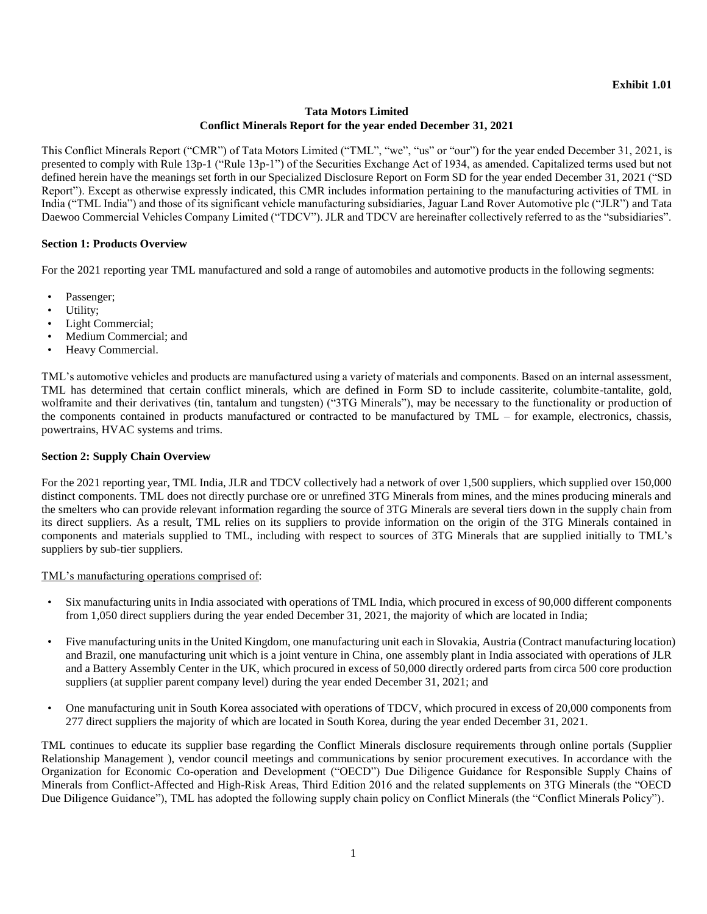**Exhibit 1.01**

# Tata Motors Limited
## Conflict Minerals Report for the year ended December 31, 2021

This Conflict Minerals Report ("CMR") of Tata Motors Limited ("TML", "we", "us" or "our") for the year ended December 31, 2021, is presented to comply with Rule 13p-1 ("Rule 13p-1") of the Securities Exchange Act of 1934, as amended. Capitalized terms used but not defined herein have the meanings set forth in our Specialized Disclosure Report on Form SD for the year ended December 31, 2021 ("SD Report"). Except as otherwise expressly indicated, this CMR includes information pertaining to the manufacturing activities of TML in India ("TML India") and those of its significant vehicle manufacturing subsidiaries, Jaguar Land Rover Automotive plc ("JLR") and Tata Daewoo Commercial Vehicles Company Limited ("TDCV"). JLR and TDCV are hereinafter collectively referred to as the "subsidiaries".

### Section 1: Products Overview

For the 2021 reporting year TML manufactured and sold a range of automobiles and automotive products in the following segments:

- Passenger;
- Utility;
- Light Commercial;
- Medium Commercial; and
- Heavy Commercial.

TML's automotive vehicles and products are manufactured using a variety of materials and components. Based on an internal assessment, TML has determined that certain conflict minerals, which are defined in Form SD to include cassiterite, columbite-tantalite, gold, wolframite and their derivatives (tin, tantalum and tungsten) ("3TG Minerals"), may be necessary to the functionality or production of the components contained in products manufactured or contracted to be manufactured by TML – for example, electronics, chassis, powertrains, HVAC systems and trims.

### Section 2: Supply Chain Overview

For the 2021 reporting year, TML India, JLR and TDCV collectively had a network of over 1,500 suppliers, which supplied over 150,000 distinct components. TML does not directly purchase ore or unrefined 3TG Minerals from mines, and the mines producing minerals and the smelters who can provide relevant information regarding the source of 3TG Minerals are several tiers down in the supply chain from its direct suppliers. As a result, TML relies on its suppliers to provide information on the origin of the 3TG Minerals contained in components and materials supplied to TML, including with respect to sources of 3TG Minerals that are supplied initially to TML's suppliers by sub-tier suppliers.

TML's manufacturing operations comprised of:

- Six manufacturing units in India associated with operations of TML India, which procured in excess of 90,000 different components from 1,050 direct suppliers during the year ended December 31, 2021, the majority of which are located in India;
- Five manufacturing units in the United Kingdom, one manufacturing unit each in Slovakia, Austria (Contract manufacturing location) and Brazil, one manufacturing unit which is a joint venture in China, one assembly plant in India associated with operations of JLR and a Battery Assembly Center in the UK, which procured in excess of 50,000 directly ordered parts from circa 500 core production suppliers (at supplier parent company level) during the year ended December 31, 2021; and
- One manufacturing unit in South Korea associated with operations of TDCV, which procured in excess of 20,000 components from 277 direct suppliers the majority of which are located in South Korea, during the year ended December 31, 2021.

TML continues to educate its supplier base regarding the Conflict Minerals disclosure requirements through online portals (Supplier Relationship Management ), vendor council meetings and communications by senior procurement executives. In accordance with the Organization for Economic Co-operation and Development ("OECD") Due Diligence Guidance for Responsible Supply Chains of Minerals from Conflict-Affected and High-Risk Areas, Third Edition 2016 and the related supplements on 3TG Minerals (the "OECD Due Diligence Guidance"), TML has adopted the following supply chain policy on Conflict Minerals (the "Conflict Minerals Policy").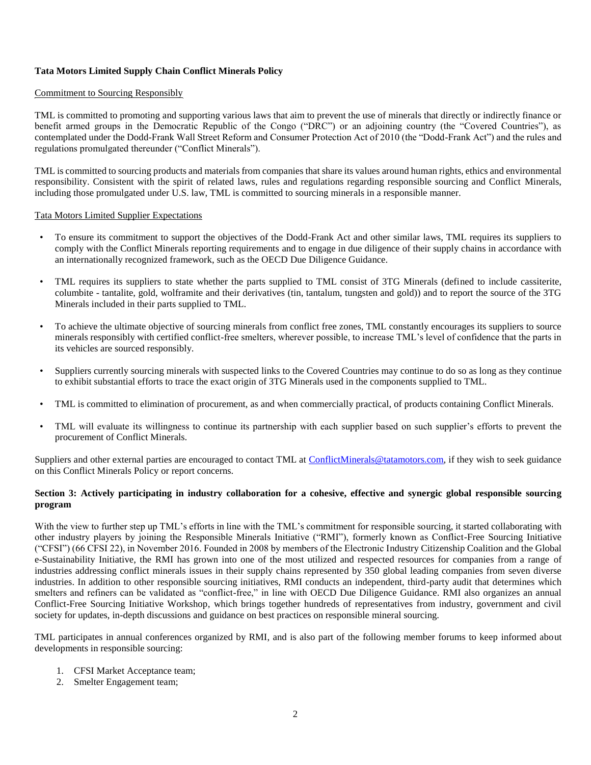**Tata Motors Limited Supply Chain Conflict Minerals Policy**

Commitment to Sourcing Responsibly

TML is committed to promoting and supporting various laws that aim to prevent the use of minerals that directly or indirectly finance or benefit armed groups in the Democratic Republic of the Congo ("DRC") or an adjoining country (the "Covered Countries"), as contemplated under the Dodd-Frank Wall Street Reform and Consumer Protection Act of 2010 (the "Dodd-Frank Act") and the rules and regulations promulgated thereunder ("Conflict Minerals").

TML is committed to sourcing products and materials from companies that share its values around human rights, ethics and environmental responsibility. Consistent with the spirit of related laws, rules and regulations regarding responsible sourcing and Conflict Minerals, including those promulgated under U.S. law, TML is committed to sourcing minerals in a responsible manner.

Tata Motors Limited Supplier Expectations

- To ensure its commitment to support the objectives of the Dodd-Frank Act and other similar laws, TML requires its suppliers to comply with the Conflict Minerals reporting requirements and to engage in due diligence of their supply chains in accordance with an internationally recognized framework, such as the OECD Due Diligence Guidance.
- TML requires its suppliers to state whether the parts supplied to TML consist of 3TG Minerals (defined to include cassiterite, columbite - tantalite, gold, wolframite and their derivatives (tin, tantalum, tungsten and gold)) and to report the source of the 3TG Minerals included in their parts supplied to TML.
- To achieve the ultimate objective of sourcing minerals from conflict free zones, TML constantly encourages its suppliers to source minerals responsibly with certified conflict-free smelters, wherever possible, to increase TML's level of confidence that the parts in its vehicles are sourced responsibly.
- Suppliers currently sourcing minerals with suspected links to the Covered Countries may continue to do so as long as they continue to exhibit substantial efforts to trace the exact origin of 3TG Minerals used in the components supplied to TML.
- TML is committed to elimination of procurement, as and when commercially practical, of products containing Conflict Minerals.
- TML will evaluate its willingness to continue its partnership with each supplier based on such supplier's efforts to prevent the procurement of Conflict Minerals.

Suppliers and other external parties are encouraged to contact TML at ConflictMinerals@tatamotors.com, if they wish to seek guidance on this Conflict Minerals Policy or report concerns.

**Section 3: Actively participating in industry collaboration for a cohesive, effective and synergic global responsible sourcing program**

With the view to further step up TML's efforts in line with the TML's commitment for responsible sourcing, it started collaborating with other industry players by joining the Responsible Minerals Initiative ("RMI"), formerly known as Conflict-Free Sourcing Initiative ("CFSI") (66 CFSI 22), in November 2016. Founded in 2008 by members of the Electronic Industry Citizenship Coalition and the Global e-Sustainability Initiative, the RMI has grown into one of the most utilized and respected resources for companies from a range of industries addressing conflict minerals issues in their supply chains represented by 350 global leading companies from seven diverse industries. In addition to other responsible sourcing initiatives, RMI conducts an independent, third-party audit that determines which smelters and refiners can be validated as "conflict-free," in line with OECD Due Diligence Guidance. RMI also organizes an annual Conflict-Free Sourcing Initiative Workshop, which brings together hundreds of representatives from industry, government and civil society for updates, in-depth discussions and guidance on best practices on responsible mineral sourcing.

TML participates in annual conferences organized by RMI, and is also part of the following member forums to keep informed about developments in responsible sourcing:

1. CFSI Market Acceptance team;
2. Smelter Engagement team;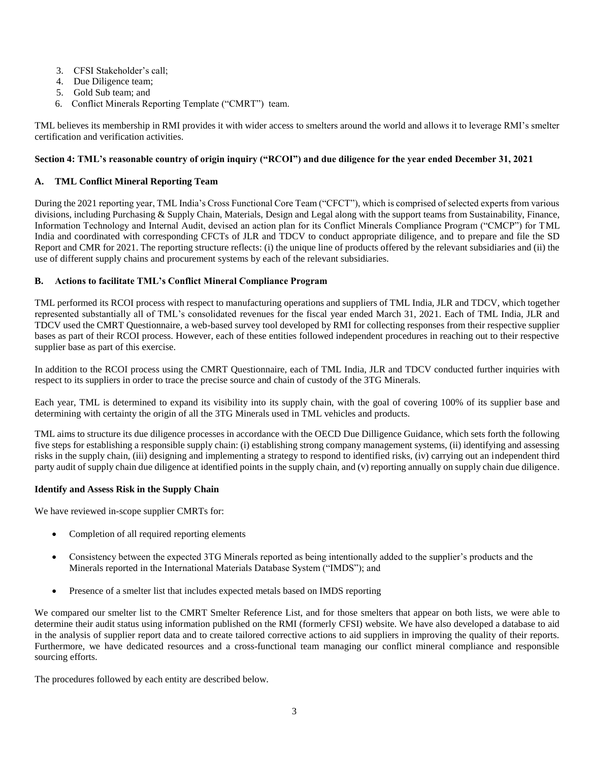3. CFSI Stakeholder's call;
4. Due Diligence team;
5. Gold Sub team; and
6. Conflict Minerals Reporting Template ("CMRT") team.

TML believes its membership in RMI provides it with wider access to smelters around the world and allows it to leverage RMI's smelter certification and verification activities.

**Section 4: TML's reasonable country of origin inquiry ("RCOI") and due diligence for the year ended December 31, 2021**

**A. TML Conflict Mineral Reporting Team**

During the 2021 reporting year, TML India's Cross Functional Core Team ("CFCT"), which is comprised of selected experts from various divisions, including Purchasing & Supply Chain, Materials, Design and Legal along with the support teams from Sustainability, Finance, Information Technology and Internal Audit, devised an action plan for its Conflict Minerals Compliance Program ("CMCP") for TML India and coordinated with corresponding CFCTs of JLR and TDCV to conduct appropriate diligence, and to prepare and file the SD Report and CMR for 2021. The reporting structure reflects: (i) the unique line of products offered by the relevant subsidiaries and (ii) the use of different supply chains and procurement systems by each of the relevant subsidiaries.

**B. Actions to facilitate TML's Conflict Mineral Compliance Program**

TML performed its RCOI process with respect to manufacturing operations and suppliers of TML India, JLR and TDCV, which together represented substantially all of TML's consolidated revenues for the fiscal year ended March 31, 2021. Each of TML India, JLR and TDCV used the CMRT Questionnaire, a web-based survey tool developed by RMI for collecting responses from their respective supplier bases as part of their RCOI process. However, each of these entities followed independent procedures in reaching out to their respective supplier base as part of this exercise.

In addition to the RCOI process using the CMRT Questionnaire, each of TML India, JLR and TDCV conducted further inquiries with respect to its suppliers in order to trace the precise source and chain of custody of the 3TG Minerals.

Each year, TML is determined to expand its visibility into its supply chain, with the goal of covering 100% of its supplier base and determining with certainty the origin of all the 3TG Minerals used in TML vehicles and products.

TML aims to structure its due diligence processes in accordance with the OECD Due Dilligence Guidance, which sets forth the following five steps for establishing a responsible supply chain: (i) establishing strong company management systems, (ii) identifying and assessing risks in the supply chain, (iii) designing and implementing a strategy to respond to identified risks, (iv) carrying out an independent third party audit of supply chain due diligence at identified points in the supply chain, and (v) reporting annually on supply chain due diligence.

**Identify and Assess Risk in the Supply Chain**

We have reviewed in-scope supplier CMRTs for:

- Completion of all required reporting elements
- Consistency between the expected 3TG Minerals reported as being intentionally added to the supplier's products and the Minerals reported in the International Materials Database System ("IMDS"); and
- Presence of a smelter list that includes expected metals based on IMDS reporting

We compared our smelter list to the CMRT Smelter Reference List, and for those smelters that appear on both lists, we were able to determine their audit status using information published on the RMI (formerly CFSI) website. We have also developed a database to aid in the analysis of supplier report data and to create tailored corrective actions to aid suppliers in improving the quality of their reports. Furthermore, we have dedicated resources and a cross-functional team managing our conflict mineral compliance and responsible sourcing efforts.

The procedures followed by each entity are described below.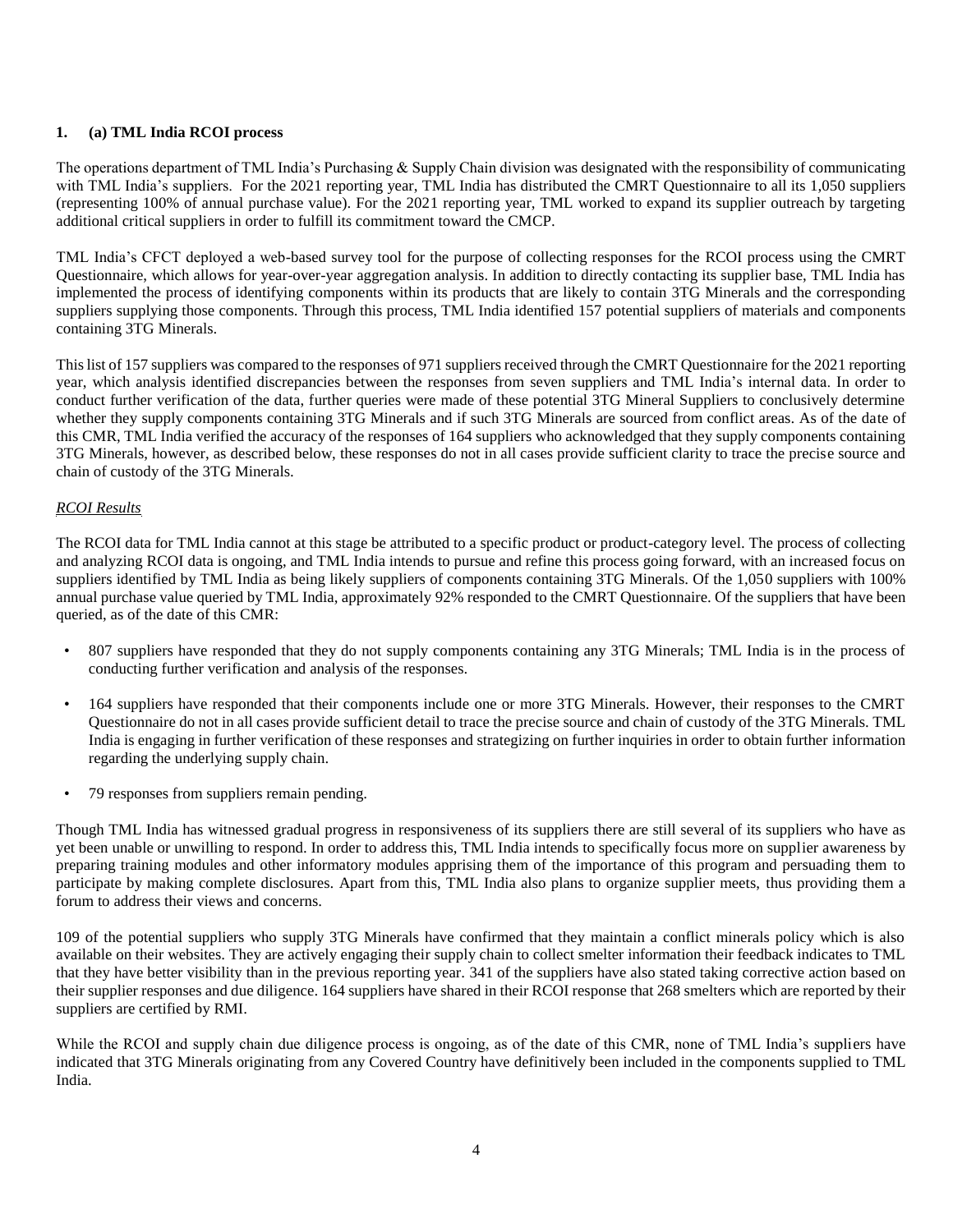### 1. (a) TML India RCOI process

The operations department of TML India's Purchasing & Supply Chain division was designated with the responsibility of communicating with TML India's suppliers. For the 2021 reporting year, TML India has distributed the CMRT Questionnaire to all its 1,050 suppliers (representing 100% of annual purchase value). For the 2021 reporting year, TML worked to expand its supplier outreach by targeting additional critical suppliers in order to fulfill its commitment toward the CMCP.

TML India's CFCT deployed a web-based survey tool for the purpose of collecting responses for the RCOI process using the CMRT Questionnaire, which allows for year-over-year aggregation analysis. In addition to directly contacting its supplier base, TML India has implemented the process of identifying components within its products that are likely to contain 3TG Minerals and the corresponding suppliers supplying those components. Through this process, TML India identified 157 potential suppliers of materials and components containing 3TG Minerals.

This list of 157 suppliers was compared to the responses of 971 suppliers received through the CMRT Questionnaire for the 2021 reporting year, which analysis identified discrepancies between the responses from seven suppliers and TML India's internal data. In order to conduct further verification of the data, further queries were made of these potential 3TG Mineral Suppliers to conclusively determine whether they supply components containing 3TG Minerals and if such 3TG Minerals are sourced from conflict areas. As of the date of this CMR, TML India verified the accuracy of the responses of 164 suppliers who acknowledged that they supply components containing 3TG Minerals, however, as described below, these responses do not in all cases provide sufficient clarity to trace the precise source and chain of custody of the 3TG Minerals.

*RCOI Results*

The RCOI data for TML India cannot at this stage be attributed to a specific product or product-category level. The process of collecting and analyzing RCOI data is ongoing, and TML India intends to pursue and refine this process going forward, with an increased focus on suppliers identified by TML India as being likely suppliers of components containing 3TG Minerals. Of the 1,050 suppliers with 100% annual purchase value queried by TML India, approximately 92% responded to the CMRT Questionnaire. Of the suppliers that have been queried, as of the date of this CMR:

- 807 suppliers have responded that they do not supply components containing any 3TG Minerals; TML India is in the process of conducting further verification and analysis of the responses.
- 164 suppliers have responded that their components include one or more 3TG Minerals. However, their responses to the CMRT Questionnaire do not in all cases provide sufficient detail to trace the precise source and chain of custody of the 3TG Minerals. TML India is engaging in further verification of these responses and strategizing on further inquiries in order to obtain further information regarding the underlying supply chain.
- 79 responses from suppliers remain pending.

Though TML India has witnessed gradual progress in responsiveness of its suppliers there are still several of its suppliers who have as yet been unable or unwilling to respond. In order to address this, TML India intends to specifically focus more on supplier awareness by preparing training modules and other informatory modules apprising them of the importance of this program and persuading them to participate by making complete disclosures. Apart from this, TML India also plans to organize supplier meets, thus providing them a forum to address their views and concerns.

109 of the potential suppliers who supply 3TG Minerals have confirmed that they maintain a conflict minerals policy which is also available on their websites. They are actively engaging their supply chain to collect smelter information their feedback indicates to TML that they have better visibility than in the previous reporting year. 341 of the suppliers have also stated taking corrective action based on their supplier responses and due diligence. 164 suppliers have shared in their RCOI response that 268 smelters which are reported by their suppliers are certified by RMI.

While the RCOI and supply chain due diligence process is ongoing, as of the date of this CMR, none of TML India's suppliers have indicated that 3TG Minerals originating from any Covered Country have definitively been included in the components supplied to TML India.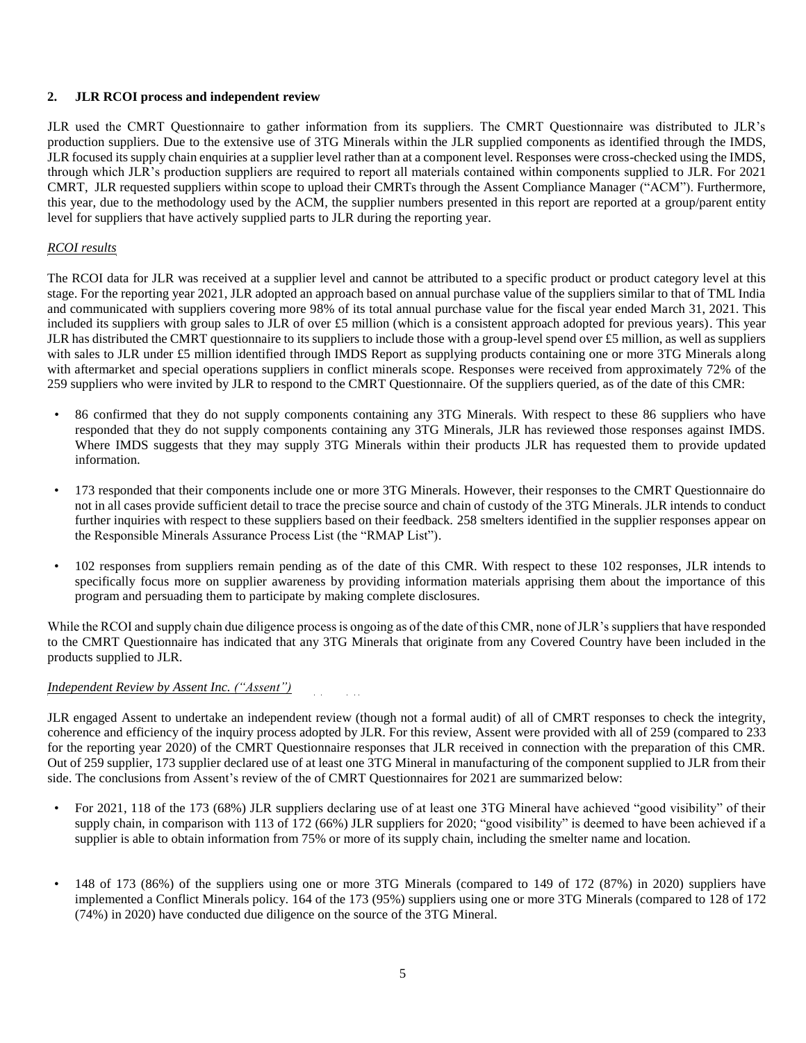## 2. JLR RCOI process and independent review

JLR used the CMRT Questionnaire to gather information from its suppliers. The CMRT Questionnaire was distributed to JLR's production suppliers. Due to the extensive use of 3TG Minerals within the JLR supplied components as identified through the IMDS, JLR focused its supply chain enquiries at a supplier level rather than at a component level. Responses were cross-checked using the IMDS, through which JLR's production suppliers are required to report all materials contained within components supplied to JLR. For 2021 CMRT, JLR requested suppliers within scope to upload their CMRTs through the Assent Compliance Manager ("ACM"). Furthermore, this year, due to the methodology used by the ACM, the supplier numbers presented in this report are reported at a group/parent entity level for suppliers that have actively supplied parts to JLR during the reporting year.

*RCOI results*

The RCOI data for JLR was received at a supplier level and cannot be attributed to a specific product or product category level at this stage. For the reporting year 2021, JLR adopted an approach based on annual purchase value of the suppliers similar to that of TML India and communicated with suppliers covering more 98% of its total annual purchase value for the fiscal year ended March 31, 2021. This included its suppliers with group sales to JLR of over £5 million (which is a consistent approach adopted for previous years). This year JLR has distributed the CMRT questionnaire to its suppliers to include those with a group-level spend over £5 million, as well as suppliers with sales to JLR under £5 million identified through IMDS Report as supplying products containing one or more 3TG Minerals along with aftermarket and special operations suppliers in conflict minerals scope. Responses were received from approximately 72% of the 259 suppliers who were invited by JLR to respond to the CMRT Questionnaire. Of the suppliers queried, as of the date of this CMR:

- 86 confirmed that they do not supply components containing any 3TG Minerals. With respect to these 86 suppliers who have responded that they do not supply components containing any 3TG Minerals, JLR has reviewed those responses against IMDS. Where IMDS suggests that they may supply 3TG Minerals within their products JLR has requested them to provide updated information.
- 173 responded that their components include one or more 3TG Minerals. However, their responses to the CMRT Questionnaire do not in all cases provide sufficient detail to trace the precise source and chain of custody of the 3TG Minerals. JLR intends to conduct further inquiries with respect to these suppliers based on their feedback. 258 smelters identified in the supplier responses appear on the Responsible Minerals Assurance Process List (the "RMAP List").
- 102 responses from suppliers remain pending as of the date of this CMR. With respect to these 102 responses, JLR intends to specifically focus more on supplier awareness by providing information materials apprising them about the importance of this program and persuading them to participate by making complete disclosures.

While the RCOI and supply chain due diligence process is ongoing as of the date of this CMR, none of JLR's suppliers that have responded to the CMRT Questionnaire has indicated that any 3TG Minerals that originate from any Covered Country have been included in the products supplied to JLR.

*Independent Review by Assent Inc. ("Assent")*

JLR engaged Assent to undertake an independent review (though not a formal audit) of all of CMRT responses to check the integrity, coherence and efficiency of the inquiry process adopted by JLR. For this review, Assent were provided with all of 259 (compared to 233 for the reporting year 2020) of the CMRT Questionnaire responses that JLR received in connection with the preparation of this CMR. Out of 259 supplier, 173 supplier declared use of at least one 3TG Mineral in manufacturing of the component supplied to JLR from their side. The conclusions from Assent's review of the of CMRT Questionnaires for 2021 are summarized below:

- For 2021, 118 of the 173 (68%) JLR suppliers declaring use of at least one 3TG Mineral have achieved "good visibility" of their supply chain, in comparison with 113 of 172 (66%) JLR suppliers for 2020; "good visibility" is deemed to have been achieved if a supplier is able to obtain information from 75% or more of its supply chain, including the smelter name and location.
- 148 of 173 (86%) of the suppliers using one or more 3TG Minerals (compared to 149 of 172 (87%) in 2020) suppliers have implemented a Conflict Minerals policy. 164 of the 173 (95%) suppliers using one or more 3TG Minerals (compared to 128 of 172 (74%) in 2020) have conducted due diligence on the source of the 3TG Mineral.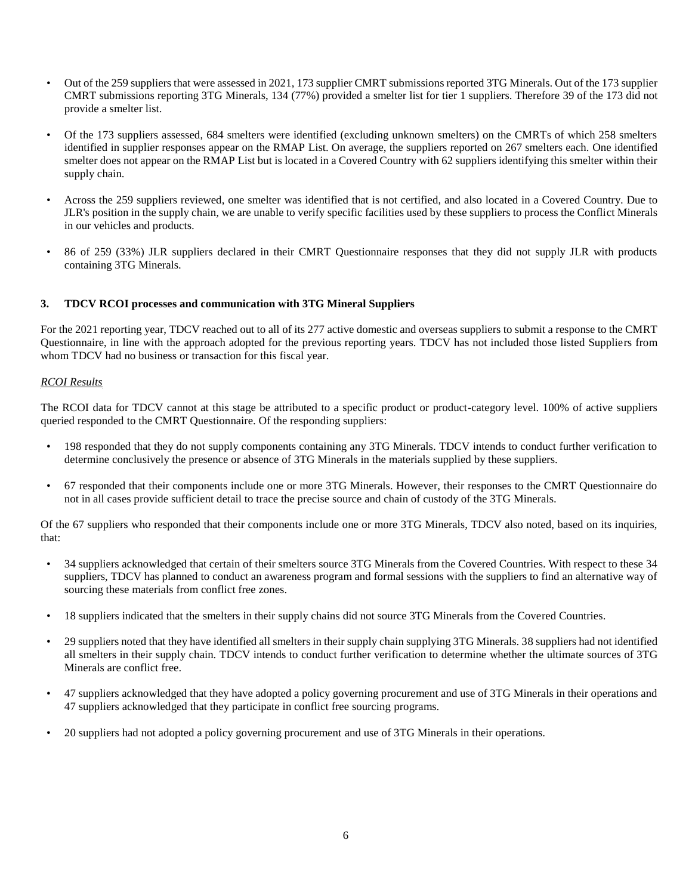- Out of the 259 suppliers that were assessed in 2021, 173 supplier CMRT submissions reported 3TG Minerals. Out of the 173 supplier CMRT submissions reporting 3TG Minerals, 134 (77%) provided a smelter list for tier 1 suppliers. Therefore 39 of the 173 did not provide a smelter list.

- Of the 173 suppliers assessed, 684 smelters were identified (excluding unknown smelters) on the CMRTs of which 258 smelters identified in supplier responses appear on the RMAP List. On average, the suppliers reported on 267 smelters each. One identified smelter does not appear on the RMAP List but is located in a Covered Country with 62 suppliers identifying this smelter within their supply chain.

- Across the 259 suppliers reviewed, one smelter was identified that is not certified, and also located in a Covered Country. Due to JLR's position in the supply chain, we are unable to verify specific facilities used by these suppliers to process the Conflict Minerals in our vehicles and products.

- 86 of 259 (33%) JLR suppliers declared in their CMRT Questionnaire responses that they did not supply JLR with products containing 3TG Minerals.

### 3. TDCV RCOI processes and communication with 3TG Mineral Suppliers

For the 2021 reporting year, TDCV reached out to all of its 277 active domestic and overseas suppliers to submit a response to the CMRT Questionnaire, in line with the approach adopted for the previous reporting years. TDCV has not included those listed Suppliers from whom TDCV had no business or transaction for this fiscal year.

*RCOI Results*

The RCOI data for TDCV cannot at this stage be attributed to a specific product or product-category level. 100% of active suppliers queried responded to the CMRT Questionnaire. Of the responding suppliers:

- 198 responded that they do not supply components containing any 3TG Minerals. TDCV intends to conduct further verification to determine conclusively the presence or absence of 3TG Minerals in the materials supplied by these suppliers.

- 67 responded that their components include one or more 3TG Minerals. However, their responses to the CMRT Questionnaire do not in all cases provide sufficient detail to trace the precise source and chain of custody of the 3TG Minerals.

Of the 67 suppliers who responded that their components include one or more 3TG Minerals, TDCV also noted, based on its inquiries, that:

- 34 suppliers acknowledged that certain of their smelters source 3TG Minerals from the Covered Countries. With respect to these 34 suppliers, TDCV has planned to conduct an awareness program and formal sessions with the suppliers to find an alternative way of sourcing these materials from conflict free zones.

- 18 suppliers indicated that the smelters in their supply chains did not source 3TG Minerals from the Covered Countries.

- 29 suppliers noted that they have identified all smelters in their supply chain supplying 3TG Minerals. 38 suppliers had not identified all smelters in their supply chain. TDCV intends to conduct further verification to determine whether the ultimate sources of 3TG Minerals are conflict free.

- 47 suppliers acknowledged that they have adopted a policy governing procurement and use of 3TG Minerals in their operations and 47 suppliers acknowledged that they participate in conflict free sourcing programs.

- 20 suppliers had not adopted a policy governing procurement and use of 3TG Minerals in their operations.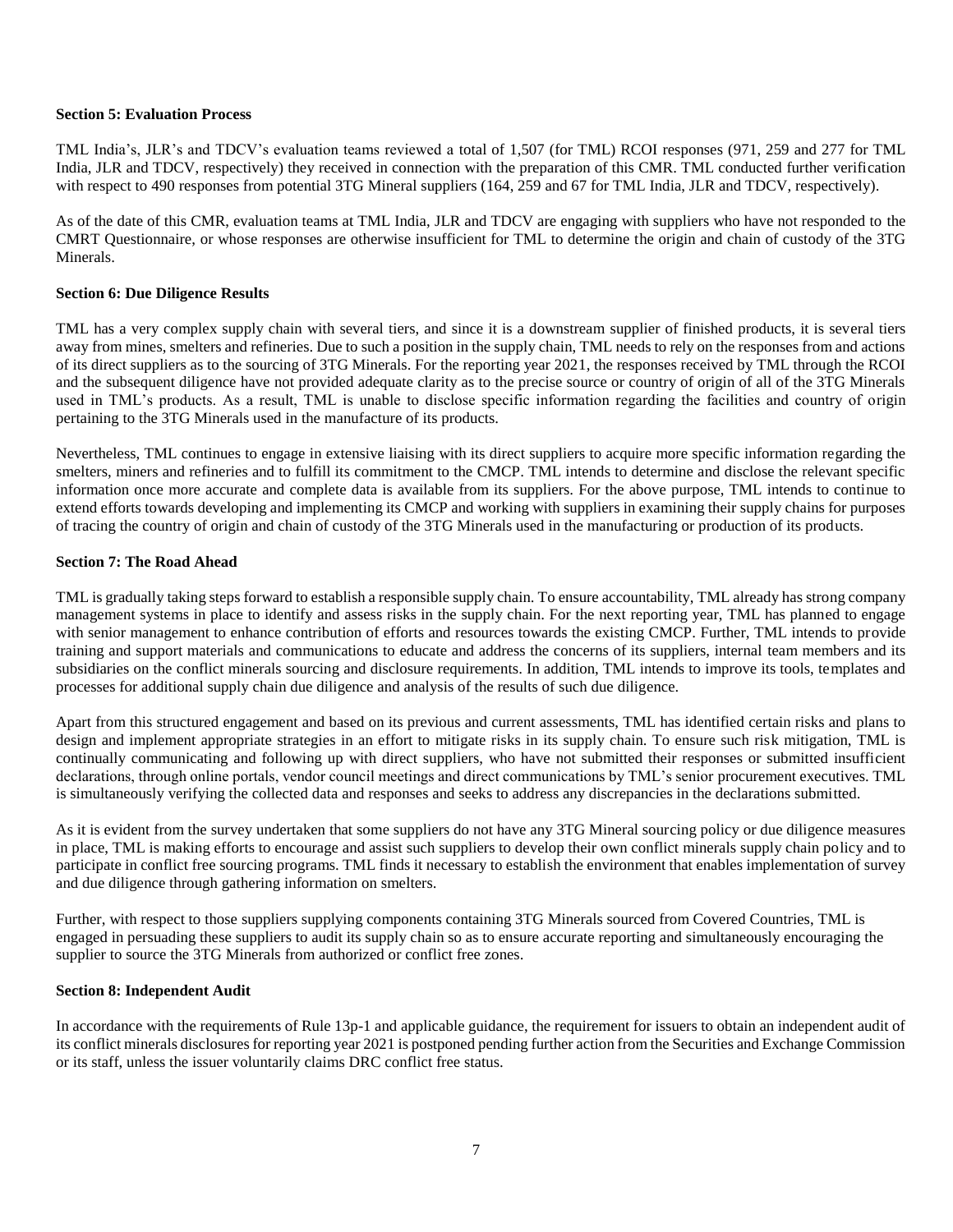**Section 5: Evaluation Process**

TML India's, JLR's and TDCV's evaluation teams reviewed a total of 1,507 (for TML) RCOI responses (971, 259 and 277 for TML India, JLR and TDCV, respectively) they received in connection with the preparation of this CMR. TML conducted further verification with respect to 490 responses from potential 3TG Mineral suppliers (164, 259 and 67 for TML India, JLR and TDCV, respectively).

As of the date of this CMR, evaluation teams at TML India, JLR and TDCV are engaging with suppliers who have not responded to the CMRT Questionnaire, or whose responses are otherwise insufficient for TML to determine the origin and chain of custody of the 3TG Minerals.

**Section 6: Due Diligence Results**

TML has a very complex supply chain with several tiers, and since it is a downstream supplier of finished products, it is several tiers away from mines, smelters and refineries. Due to such a position in the supply chain, TML needs to rely on the responses from and actions of its direct suppliers as to the sourcing of 3TG Minerals. For the reporting year 2021, the responses received by TML through the RCOI and the subsequent diligence have not provided adequate clarity as to the precise source or country of origin of all of the 3TG Minerals used in TML's products. As a result, TML is unable to disclose specific information regarding the facilities and country of origin pertaining to the 3TG Minerals used in the manufacture of its products.

Nevertheless, TML continues to engage in extensive liaising with its direct suppliers to acquire more specific information regarding the smelters, miners and refineries and to fulfill its commitment to the CMCP. TML intends to determine and disclose the relevant specific information once more accurate and complete data is available from its suppliers. For the above purpose, TML intends to continue to extend efforts towards developing and implementing its CMCP and working with suppliers in examining their supply chains for purposes of tracing the country of origin and chain of custody of the 3TG Minerals used in the manufacturing or production of its products.

**Section 7: The Road Ahead**

TML is gradually taking steps forward to establish a responsible supply chain. To ensure accountability, TML already has strong company management systems in place to identify and assess risks in the supply chain. For the next reporting year, TML has planned to engage with senior management to enhance contribution of efforts and resources towards the existing CMCP. Further, TML intends to provide training and support materials and communications to educate and address the concerns of its suppliers, internal team members and its subsidiaries on the conflict minerals sourcing and disclosure requirements. In addition, TML intends to improve its tools, templates and processes for additional supply chain due diligence and analysis of the results of such due diligence.

Apart from this structured engagement and based on its previous and current assessments, TML has identified certain risks and plans to design and implement appropriate strategies in an effort to mitigate risks in its supply chain. To ensure such risk mitigation, TML is continually communicating and following up with direct suppliers, who have not submitted their responses or submitted insufficient declarations, through online portals, vendor council meetings and direct communications by TML's senior procurement executives. TML is simultaneously verifying the collected data and responses and seeks to address any discrepancies in the declarations submitted.

As it is evident from the survey undertaken that some suppliers do not have any 3TG Mineral sourcing policy or due diligence measures in place, TML is making efforts to encourage and assist such suppliers to develop their own conflict minerals supply chain policy and to participate in conflict free sourcing programs. TML finds it necessary to establish the environment that enables implementation of survey and due diligence through gathering information on smelters.

Further, with respect to those suppliers supplying components containing 3TG Minerals sourced from Covered Countries, TML is engaged in persuading these suppliers to audit its supply chain so as to ensure accurate reporting and simultaneously encouraging the supplier to source the 3TG Minerals from authorized or conflict free zones.

**Section 8: Independent Audit**

In accordance with the requirements of Rule 13p-1 and applicable guidance, the requirement for issuers to obtain an independent audit of its conflict minerals disclosures for reporting year 2021 is postponed pending further action from the Securities and Exchange Commission or its staff, unless the issuer voluntarily claims DRC conflict free status.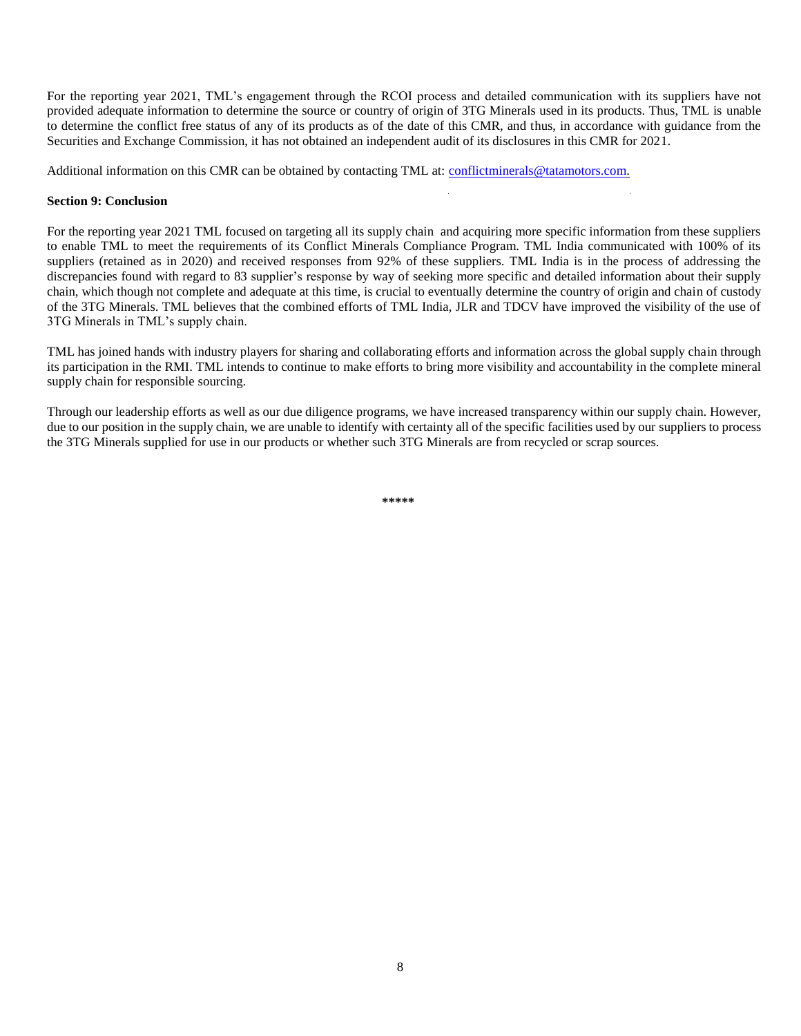For the reporting year 2021, TML's engagement through the RCOI process and detailed communication with its suppliers have not provided adequate information to determine the source or country of origin of 3TG Minerals used in its products. Thus, TML is unable to determine the conflict free status of any of its products as of the date of this CMR, and thus, in accordance with guidance from the Securities and Exchange Commission, it has not obtained an independent audit of its disclosures in this CMR for 2021.

Additional information on this CMR can be obtained by contacting TML at: conflictminerals@tatamotors.com.

**Section 9: Conclusion**

For the reporting year 2021 TML focused on targeting all its supply chain and acquiring more specific information from these suppliers to enable TML to meet the requirements of its Conflict Minerals Compliance Program. TML India communicated with 100% of its suppliers (retained as in 2020) and received responses from 92% of these suppliers. TML India is in the process of addressing the discrepancies found with regard to 83 supplier's response by way of seeking more specific and detailed information about their supply chain, which though not complete and adequate at this time, is crucial to eventually determine the country of origin and chain of custody of the 3TG Minerals. TML believes that the combined efforts of TML India, JLR and TDCV have improved the visibility of the use of 3TG Minerals in TML's supply chain.

TML has joined hands with industry players for sharing and collaborating efforts and information across the global supply chain through its participation in the RMI. TML intends to continue to make efforts to bring more visibility and accountability in the complete mineral supply chain for responsible sourcing.

Through our leadership efforts as well as our due diligence programs, we have increased transparency within our supply chain. However, due to our position in the supply chain, we are unable to identify with certainty all of the specific facilities used by our suppliers to process the 3TG Minerals supplied for use in our products or whether such 3TG Minerals are from recycled or scrap sources.

*****